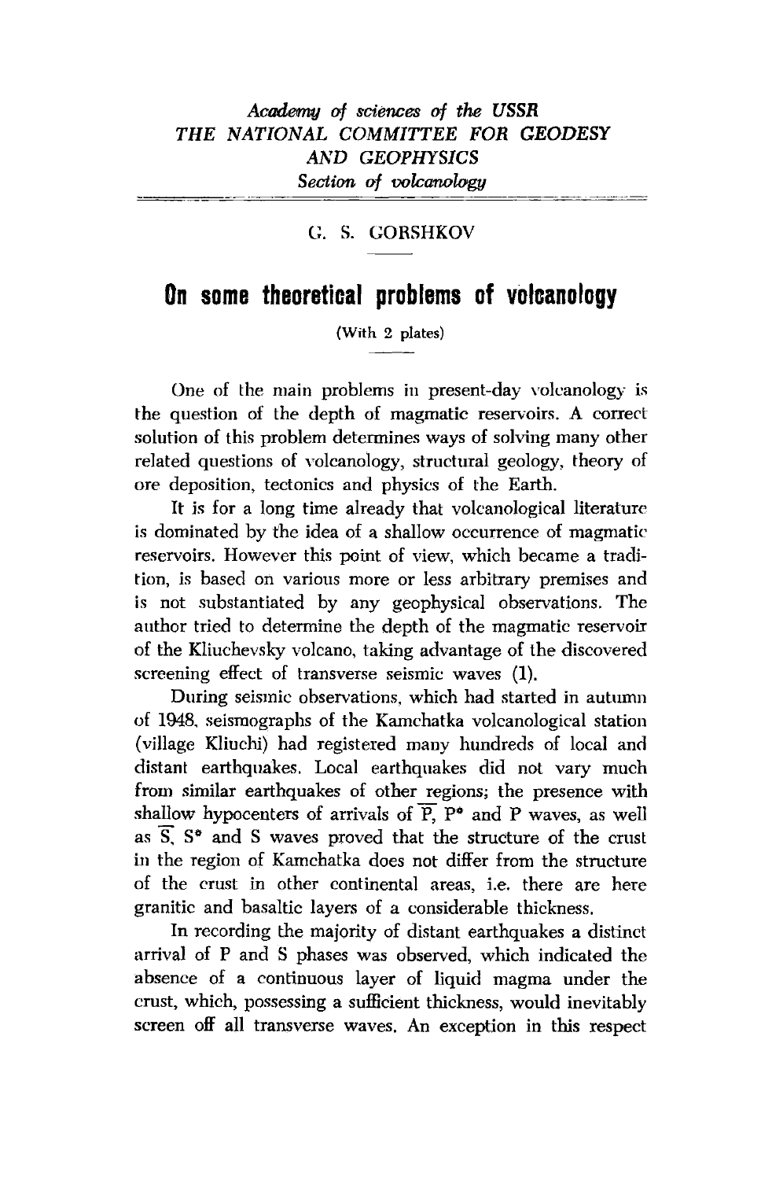*Academy of sciences of the USSR*
*THE NATIONAL COMMITTEE FOR GEODESY AND GEOPHYSICS*
*Section of volcanology*

G. S. GORSHKOV

# On some theoretical problems of volcanology

(With 2 plates)

One of the main problems in present-day volcanology is the question of the depth of magmatic reservoirs. A correct solution of this problem determines ways of solving many other related questions of volcanology, structural geology, theory of ore deposition, tectonics and physics of the Earth.

It is for a long time already that volcanological literature is dominated by the idea of a shallow occurrence of magmatic reservoirs. However this point of view, which became a tradition, is based on various more or less arbitrary premises and is not substantiated by any geophysical observations. The author tried to determine the depth of the magmatic reservoir of the Kliuchevsky volcano, taking advantage of the discovered screening effect of transverse seismic waves (1).

During seismic observations, which had started in autumn of 1948, seismographs of the Kamchatka volcanological station (village Kliuchi) had registered many hundreds of local and distant earthquakes. Local earthquakes did not vary much from similar earthquakes of other regions; the presence with shallow hypocenters of arrivals of $\overline{P}$, $P^*$ and P waves, as well as $\overline{S}$, $S^*$ and S waves proved that the structure of the crust in the region of Kamchatka does not differ from the structure of the crust in other continental areas, i.e. there are here granitic and basaltic layers of a considerable thickness.

In recording the majority of distant earthquakes a distinct arrival of P and S phases was observed, which indicated the absence of a continuous layer of liquid magma under the crust, which, possessing a sufficient thickness, would inevitably screen off all transverse waves. An exception in this respect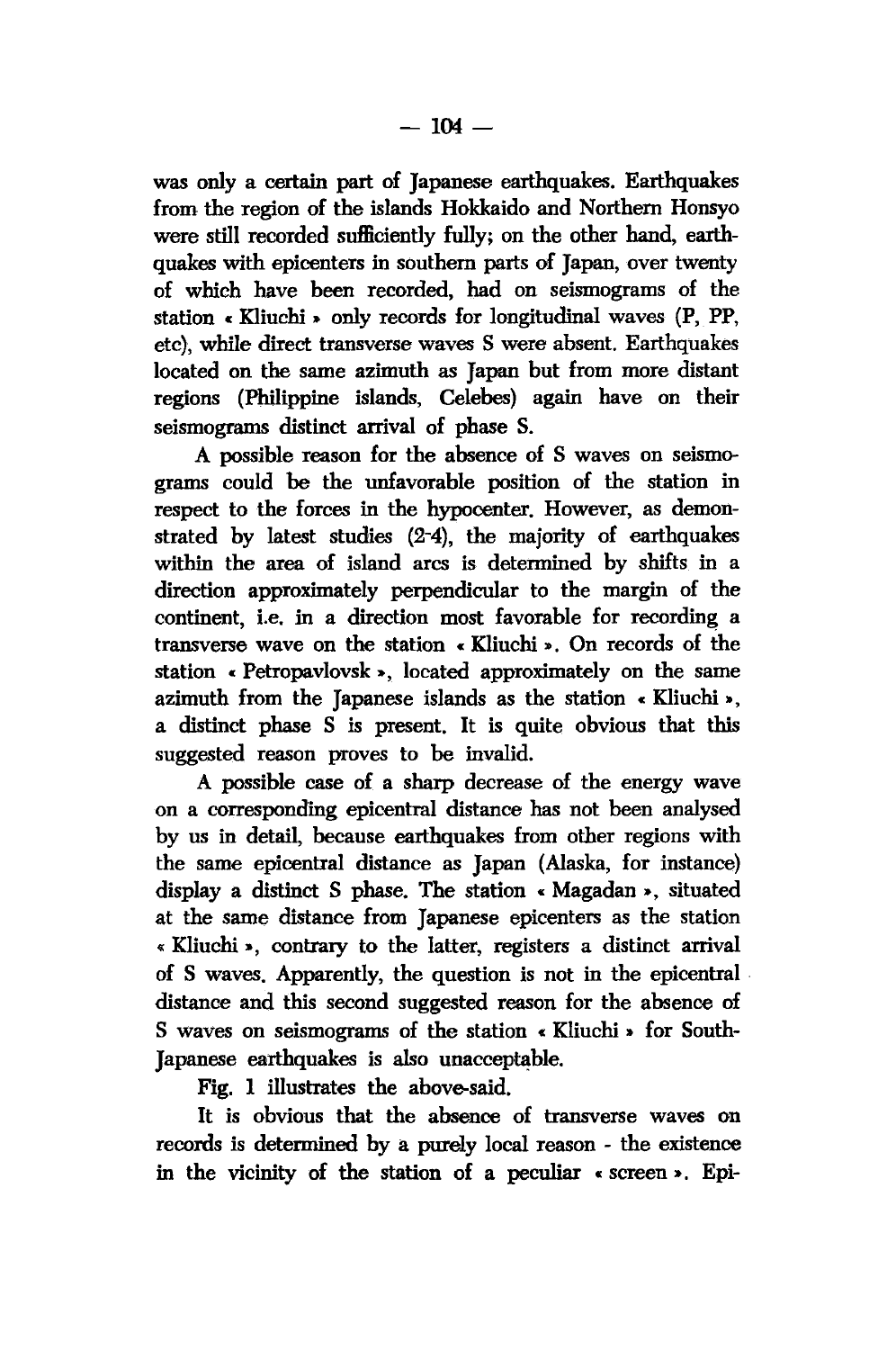was only a certain part of Japanese earthquakes. Earthquakes from the region of the islands Hokkaido and Northern Honsyo were still recorded sufficiently fully; on the other hand, earthquakes with epicenters in southern parts of Japan, over twenty of which have been recorded, had on seismograms of the station « Kliuchi » only records for longitudinal waves (P, PP, etc), while direct transverse waves S were absent. Earthquakes located on the same azimuth as Japan but from more distant regions (Philippine islands, Celebes) again have on their seismograms distinct arrival of phase S.

A possible reason for the absence of S waves on seismograms could be the unfavorable position of the station in respect to the forces in the hypocenter. However, as demonstrated by latest studies (2-4), the majority of earthquakes within the area of island arcs is determined by shifts in a direction approximately perpendicular to the margin of the continent, i.e. in a direction most favorable for recording a transverse wave on the station « Kliuchi ». On records of the station « Petropavlovsk », located approximately on the same azimuth from the Japanese islands as the station « Kliuchi », a distinct phase S is present. It is quite obvious that this suggested reason proves to be invalid.

A possible case of a sharp decrease of the energy wave on a corresponding epicentral distance has not been analysed by us in detail, because earthquakes from other regions with the same epicentral distance as Japan (Alaska, for instance) display a distinct S phase. The station « Magadan », situated at the same distance from Japanese epicenters as the station « Kliuchi », contrary to the latter, registers a distinct arrival of S waves. Apparently, the question is not in the epicentral distance and this second suggested reason for the absence of S waves on seismograms of the station « Kliuchi » for South-Japanese earthquakes is also unacceptable.

Fig. 1 illustrates the above-said.

It is obvious that the absence of transverse waves on records is determined by a purely local reason - the existence in the vicinity of the station of a peculiar « screen ». Epi-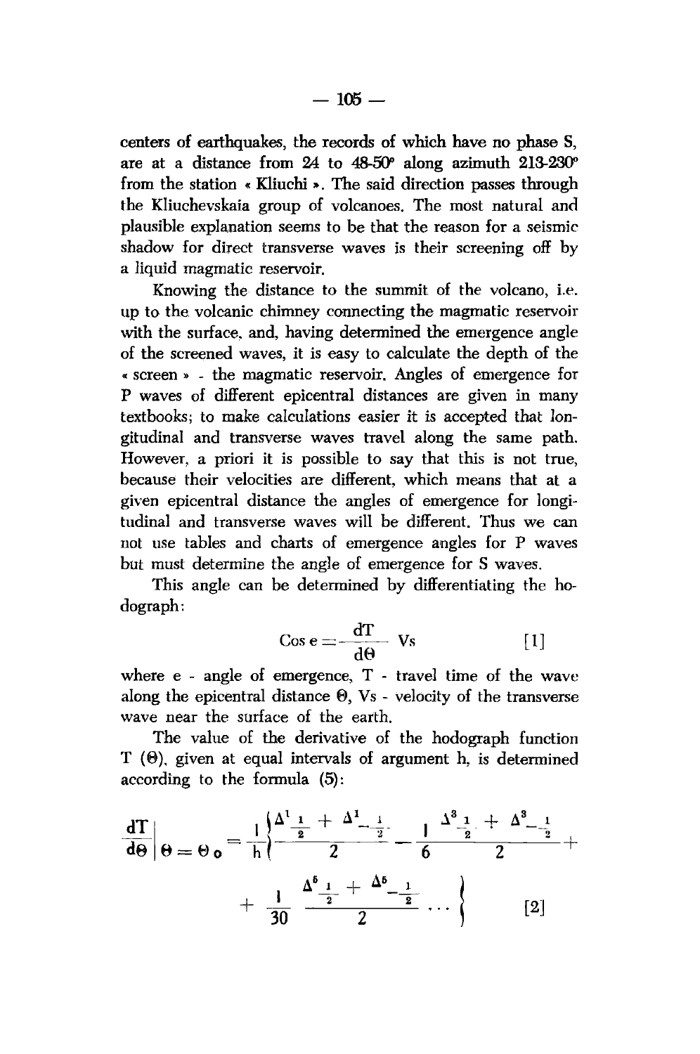centers of earthquakes, the records of which have no phase S, are at a distance from 24 to 48-50° along azimuth 213-230° from the station « Kliuchi ». The said direction passes through the Kliuchevskaia group of volcanoes. The most natural and plausible explanation seems to be that the reason for a seismic shadow for direct transverse waves is their screening off by a liquid magmatic reservoir.

Knowing the distance to the summit of the volcano, i.e. up to the volcanic chimney connecting the magmatic reservoir with the surface, and, having determined the emergence angle of the screened waves, it is easy to calculate the depth of the « screen » - the magmatic reservoir. Angles of emergence for P waves of different epicentral distances are given in many textbooks; to make calculations easier it is accepted that longitudinal and transverse waves travel along the same path. However, a priori it is possible to say that this is not true, because their velocities are different, which means that at a given epicentral distance the angles of emergence for longitudinal and transverse waves will be different. Thus we can not use tables and charts of emergence angles for P waves but must determine the angle of emergence for S waves.

This angle can be determined by differentiating the hodograph:

$$\operatorname{Cos} e = \frac{dT}{d\Theta} \, V_s \qquad [1]$$

where e - angle of emergence, T - travel time of the wave along the epicentral distance $\Theta$, Vs - velocity of the transverse wave near the surface of the earth.

The value of the derivative of the hodograph function T ($\Theta$), given at equal intervals of argument h, is determined according to the formula (5):

$$\left.\frac{dT}{d\Theta}\right|_{\Theta=\Theta_0} = \frac{1}{h}\left\{\frac{\Delta^1_{\frac{1}{2}} + \Delta^1_{-\frac{1}{2}}}{2} - \frac{1}{6}\,\frac{\Delta^3_{\frac{1}{2}} + \Delta^3_{-\frac{1}{2}}}{2} + \frac{1}{30}\,\frac{\Delta^5_{\frac{1}{2}} + \Delta^5_{-\frac{1}{2}}}{2} \cdots\right\} \qquad [2]$$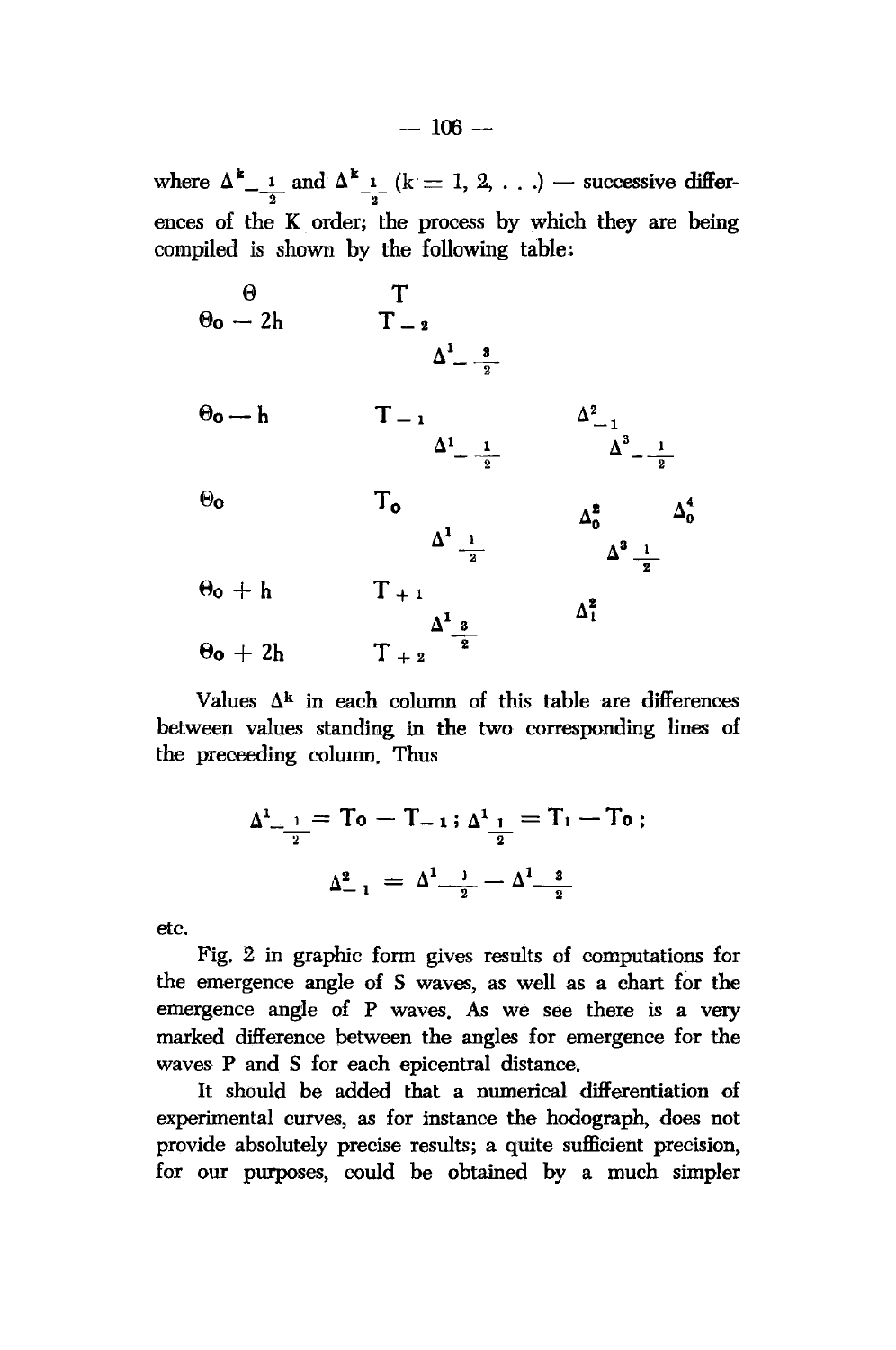where $\Delta^k_{-\frac{1}{2}}$ and $\Delta^k_{\frac{1}{2}}$ $(k = 1, 2, \ldots)$ — successive differences of the K order; the process by which they are being compiled is shown by the following table:

| $\Theta$ | $T$ | | | | |
|---|---|---|---|---|---|
| $\Theta_0 - 2h$ | $T_{-2}$ | | | | |
| | | $\Delta^1_{-\frac{3}{2}}$ | | | |
| $\Theta_0 - h$ | $T_{-1}$ | | $\Delta^2_{-1}$ | | |
| | | $\Delta^1_{-\frac{1}{2}}$ | | $\Delta^3_{-\frac{1}{2}}$ | |
| $\Theta_0$ | $T_0$ | | $\Delta^2_0$ | | $\Delta^4_0$ |
| | | $\Delta^1_{\frac{1}{2}}$ | | $\Delta^3_{\frac{1}{2}}$ | |
| $\Theta_0 + h$ | $T_{+1}$ | | $\Delta^2_1$ | | |
| | | $\Delta^1_{\frac{3}{2}}$ | | | |
| $\Theta_0 + 2h$ | $T_{+2}$ | | | | |

Values $\Delta^k$ in each column of this table are differences between values standing in the two corresponding lines of the preceeding column. Thus

$$\Delta^1_{-\frac{1}{2}} = T_0 - T_{-1}\,;\ \Delta^1_{\frac{1}{2}} = T_1 - T_0\,;$$

$$\Delta^2_{-1} = \Delta^1_{-\frac{1}{2}} - \Delta^1_{-\frac{3}{2}}$$

etc.

Fig. 2 in graphic form gives results of computations for the emergence angle of S waves, as well as a chart for the emergence angle of P waves. As we see there is a very marked difference between the angles for emergence for the waves P and S for each epicentral distance.

It should be added that a numerical differentiation of experimental curves, as for instance the hodograph, does not provide absolutely precise results; a quite sufficient precision, for our purposes, could be obtained by a much simpler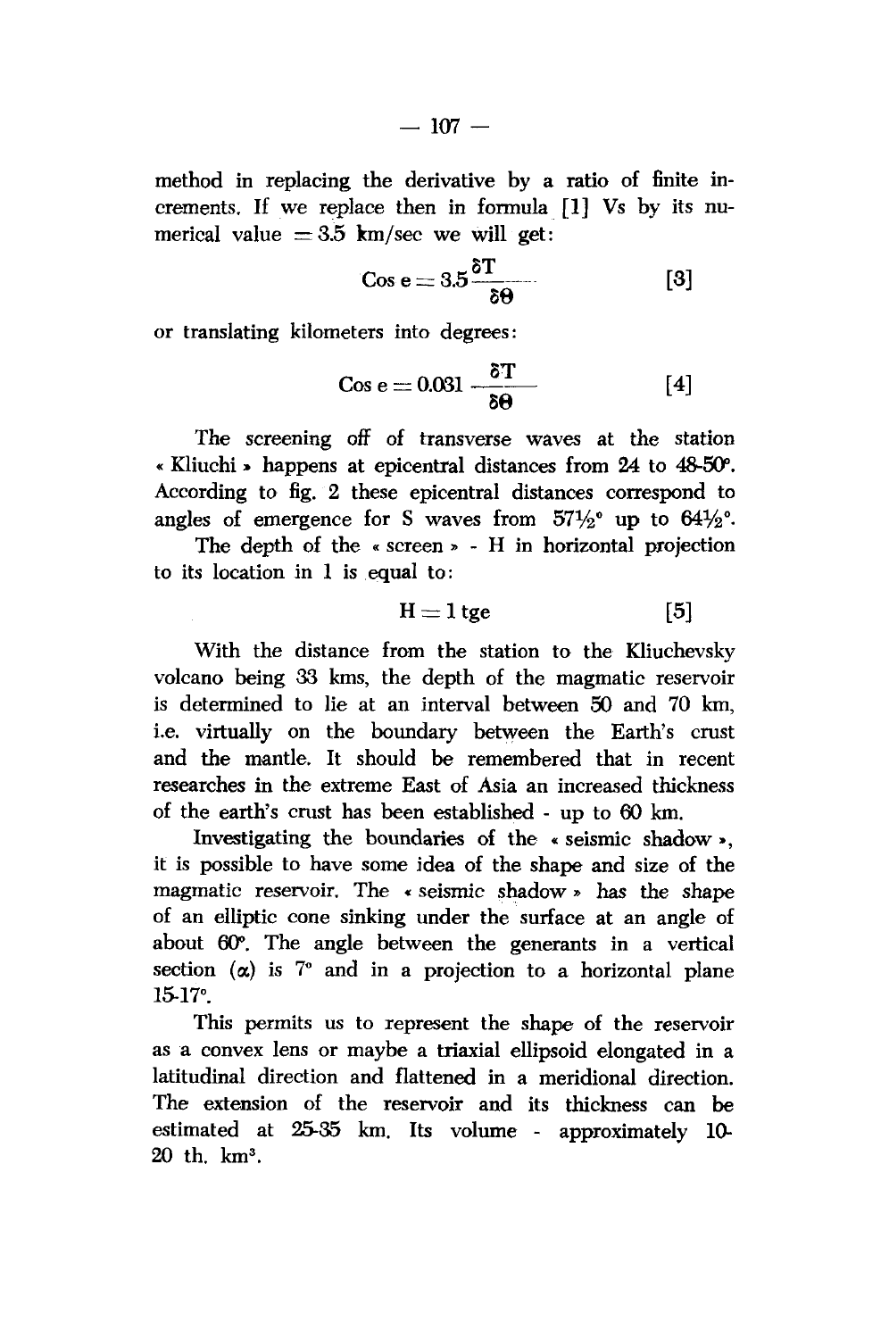method in replacing the derivative by a ratio of finite increments. If we replace then in formula [1] Vs by its numerical value = 3.5 km/sec we will get:

$$\text{Cos e} = 3.5 \frac{\delta T}{\delta \theta} \qquad [3]$$

or translating kilometers into degrees:

$$\text{Cos e} = 0.031 \frac{\delta T}{\delta \theta} \qquad [4]$$

The screening off of transverse waves at the station « Kliuchi » happens at epicentral distances from 24 to 48-50°. According to fig. 2 these epicentral distances correspond to angles of emergence for S waves from 57½° up to 64½°.

The depth of the « screen » - H in horizontal projection to its location in 1 is equal to:

$$H = 1 \text{ tge} \qquad [5]$$

With the distance from the station to the Kliuchevsky volcano being 33 kms, the depth of the magmatic reservoir is determined to lie at an interval between 50 and 70 km, i.e. virtually on the boundary between the Earth's crust and the mantle. It should be remembered that in recent researches in the extreme East of Asia an increased thickness of the earth's crust has been established - up to 60 km.

Investigating the boundaries of the « seismic shadow », it is possible to have some idea of the shape and size of the magmatic reservoir. The « seismic shadow » has the shape of an elliptic cone sinking under the surface at an angle of about 60°. The angle between the generants in a vertical section ($\alpha$) is 7° and in a projection to a horizontal plane 15-17°.

This permits us to represent the shape of the reservoir as a convex lens or maybe a triaxial ellipsoid elongated in a latitudinal direction and flattened in a meridional direction. The extension of the reservoir and its thickness can be estimated at 25-35 km. Its volume - approximately 10-20 th. $km^3$.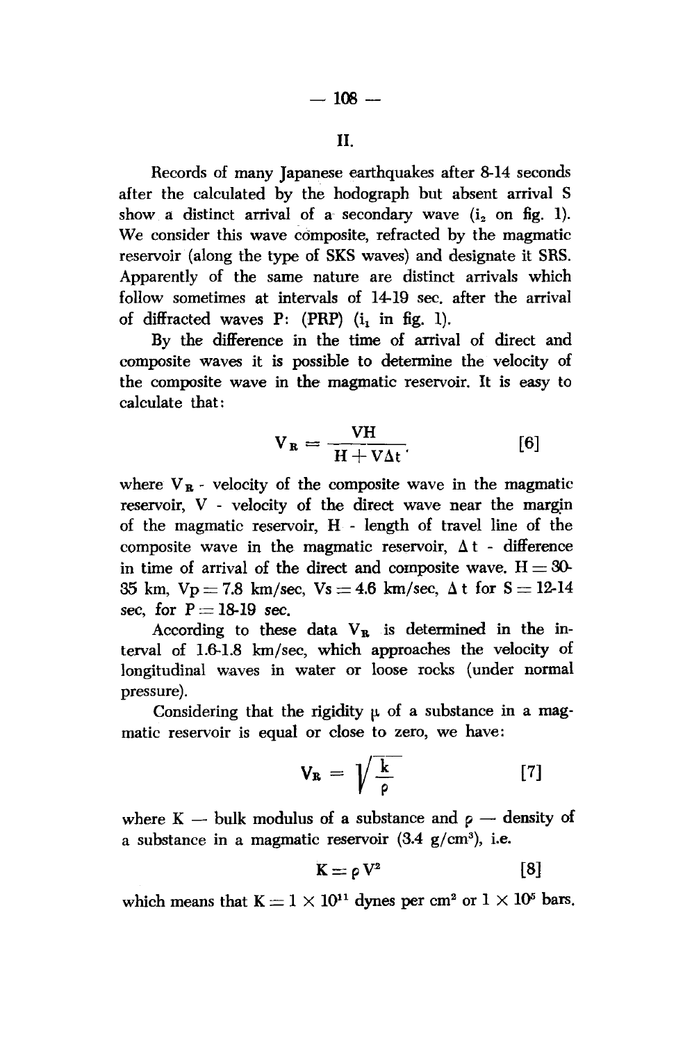## II.

Records of many Japanese earthquakes after 8-14 seconds after the calculated by the hodograph but absent arrival S show a distinct arrival of a secondary wave ($i_2$ on fig. 1). We consider this wave composite, refracted by the magmatic reservoir (along the type of SKS waves) and designate it SRS. Apparently of the same nature are distinct arrivals which follow sometimes at intervals of 14-19 sec. after the arrival of diffracted waves P: (PRP) ($i_1$ in fig. 1).

By the difference in the time of arrival of direct and composite waves it is possible to determine the velocity of the composite wave in the magmatic reservoir. It is easy to calculate that:

$$V_R = \frac{VH}{H + V\Delta t}, \qquad [6]$$

where $V_R$ - velocity of the composite wave in the magmatic reservoir, V - velocity of the direct wave near the margin of the magmatic reservoir, H - length of travel line of the composite wave in the magmatic reservoir, $\Delta t$ - difference in time of arrival of the direct and composite wave. H = 30-35 km, $V_p$ = 7.8 km/sec, $V_s$ = 4.6 km/sec, $\Delta t$ for S = 12-14 sec, for P = 18-19 sec.

According to these data $V_R$ is determined in the interval of 1.6-1.8 km/sec, which approaches the velocity of longitudinal waves in water or loose rocks (under normal pressure).

Considering that the rigidity $\mu$ of a substance in a magmatic reservoir is equal or close to zero, we have:

$$V_R = \sqrt{\frac{k}{\rho}} \qquad [7]$$

where K — bulk modulus of a substance and $\rho$ — density of a substance in a magmatic reservoir (3.4 $g/cm^3$), i.e.

$$K = \rho V^2 \qquad [8]$$

which means that $K = 1 \times 10^{11}$ dynes per $cm^2$ or $1 \times 10^5$ bars.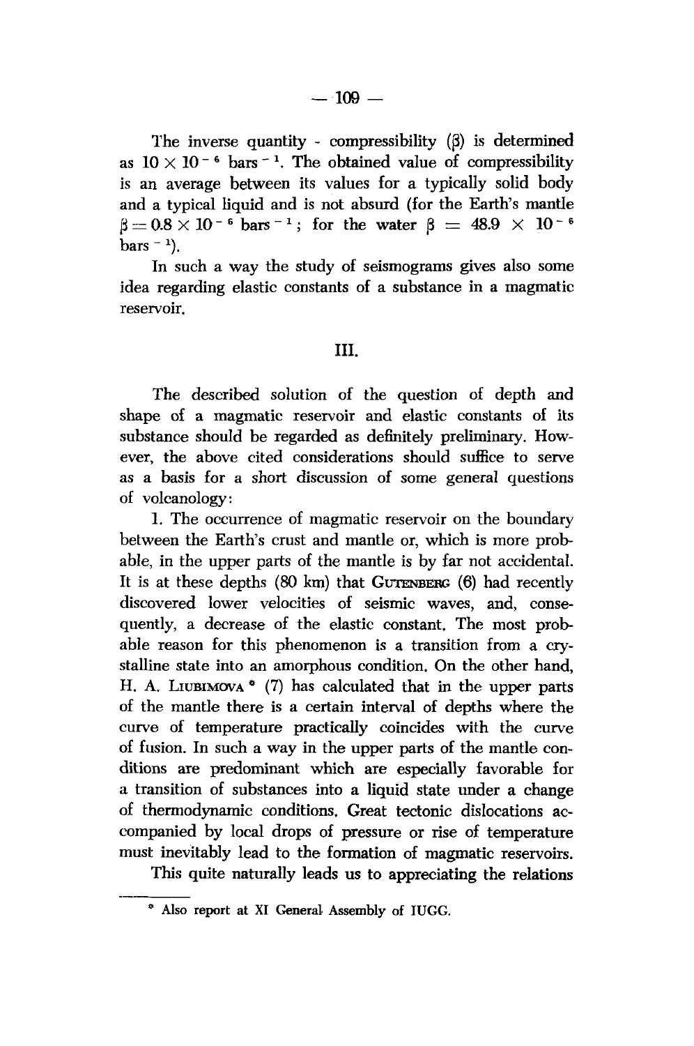The inverse quantity - compressibility ($\beta$) is determined as $10 \times 10^{-6}$ bars$^{-1}$. The obtained value of compressibility is an average between its values for a typically solid body and a typical liquid and is not absurd (for the Earth's mantle $\beta = 0.8 \times 10^{-6}$ bars$^{-1}$; for the water $\beta = 48.9 \times 10^{-6}$ bars$^{-1}$).

In such a way the study of seismograms gives also some idea regarding elastic constants of a substance in a magmatic reservoir.

## III.

The described solution of the question of depth and shape of a magmatic reservoir and elastic constants of its substance should be regarded as definitely preliminary. However, the above cited considerations should suffice to serve as a basis for a short discussion of some general questions of volcanology:

1. The occurrence of magmatic reservoir on the boundary between the Earth's crust and mantle or, which is more probable, in the upper parts of the mantle is by far not accidental. It is at these depths (80 km) that GUTENBERG (6) had recently discovered lower velocities of seismic waves, and, consequently, a decrease of the elastic constant. The most probable reason for this phenomenon is a transition from a crystalline state into an amorphous condition. On the other hand, H. A. LIUBIMOVA * (7) has calculated that in the upper parts of the mantle there is a certain interval of depths where the curve of temperature practically coincides with the curve of fusion. In such a way in the upper parts of the mantle conditions are predominant which are especially favorable for a transition of substances into a liquid state under a change of thermodynamic conditions. Great tectonic dislocations accompanied by local drops of pressure or rise of temperature must inevitably lead to the formation of magmatic reservoirs.

This quite naturally leads us to appreciating the relations

---

* Also report at XI General Assembly of IUGG.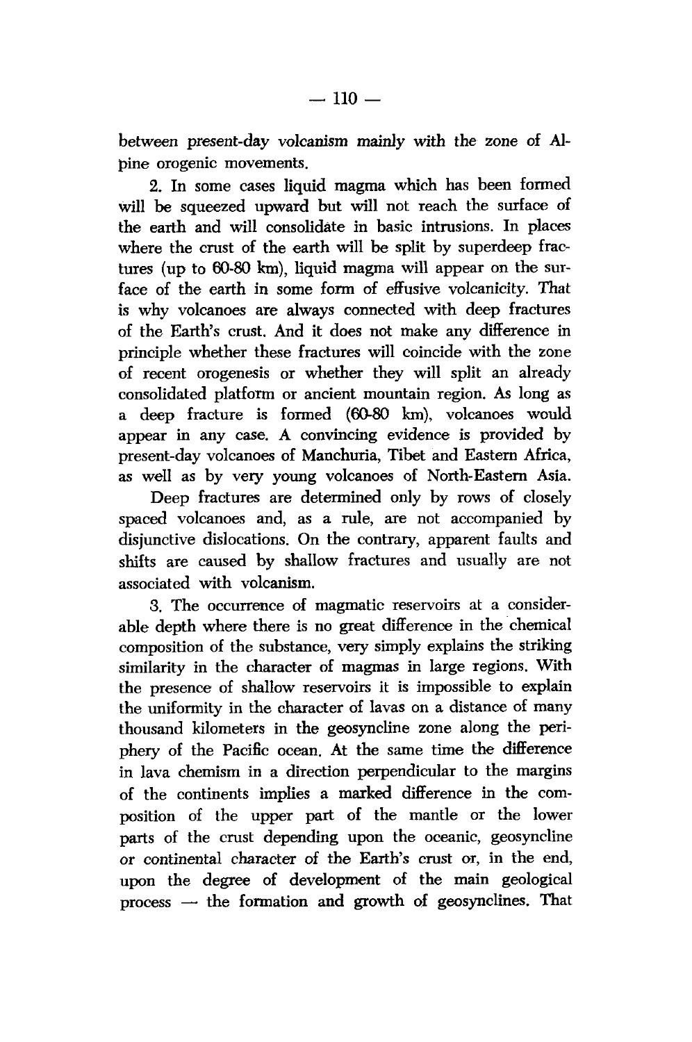between present-day volcanism mainly with the zone of Alpine orogenic movements.

2. In some cases liquid magma which has been formed will be squeezed upward but will not reach the surface of the earth and will consolidate in basic intrusions. In places where the crust of the earth will be split by superdeep fractures (up to 60-80 km), liquid magma will appear on the surface of the earth in some form of effusive volcanicity. That is why volcanoes are always connected with deep fractures of the Earth's crust. And it does not make any difference in principle whether these fractures will coincide with the zone of recent orogenesis or whether they will split an already consolidated platform or ancient mountain region. As long as a deep fracture is formed (60-80 km), volcanoes would appear in any case. A convincing evidence is provided by present-day volcanoes of Manchuria, Tibet and Eastern Africa, as well as by very young volcanoes of North-Eastern Asia.

Deep fractures are determined only by rows of closely spaced volcanoes and, as a rule, are not accompanied by disjunctive dislocations. On the contrary, apparent faults and shifts are caused by shallow fractures and usually are not associated with volcanism.

3. The occurrence of magmatic reservoirs at a considerable depth where there is no great difference in the chemical composition of the substance, very simply explains the striking similarity in the character of magmas in large regions. With the presence of shallow reservoirs it is impossible to explain the uniformity in the character of lavas on a distance of many thousand kilometers in the geosyncline zone along the periphery of the Pacific ocean. At the same time the difference in lava chemism in a direction perpendicular to the margins of the continents implies a marked difference in the composition of the upper part of the mantle or the lower parts of the crust depending upon the oceanic, geosyncline or continental character of the Earth's crust or, in the end, upon the degree of development of the main geological process — the formation and growth of geosynclines. That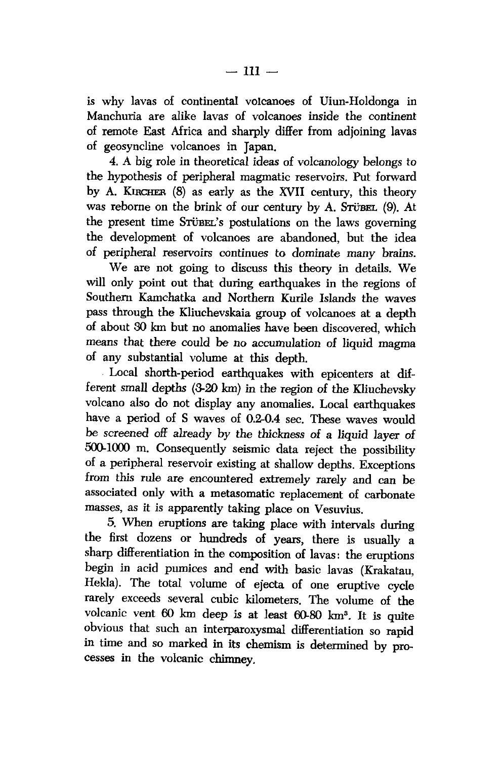is why lavas of continental volcanoes of Uiun-Holdonga in Manchuria are alike lavas of volcanoes inside the continent of remote East Africa and sharply differ from adjoining lavas of geosyncline volcanoes in Japan.

4. A big role in theoretical ideas of volcanology belongs to the hypothesis of peripheral magmatic reservoirs. Put forward by A. KIRCHER (8) as early as the XVII century, this theory was reborne on the brink of our century by A. STÜBEL (9). At the present time STÜBEL's postulations on the laws governing the development of volcanoes are abandoned, but the idea of peripheral reservoirs continues to dominate many brains.

We are not going to discuss this theory in details. We will only point out that during earthquakes in the regions of Southern Kamchatka and Northern Kurile Islands the waves pass through the Kliuchevskaia group of volcanoes at a depth of about 30 km but no anomalies have been discovered, which means that there could be no accumulation of liquid magma of any substantial volume at this depth.

Local shorth-period earthquakes with epicenters at different small depths (3-20 km) in the region of the Kliuchevsky volcano also do not display any anomalies. Local earthquakes have a period of S waves of 0.2-0.4 sec. These waves would be screened off already by the thickness of a liquid layer of 500-1000 m. Consequently seismic data reject the possibility of a peripheral reservoir existing at shallow depths. Exceptions from this rule are encountered extremely rarely and can be associated only with a metasomatic replacement of carbonate masses, as it is apparently taking place on Vesuvius.

5. When eruptions are taking place with intervals during the first dozens or hundreds of years, there is usually a sharp differentiation in the composition of lavas: the eruptions begin in acid pumices and end with basic lavas (Krakatau, Hekla). The total volume of ejecta of one eruptive cycle rarely exceeds several cubic kilometers. The volume of the volcanic vent 60 km deep is at least 60-80 km$^3$. It is quite obvious that such an interparoxysmal differentiation so rapid in time and so marked in its chemism is determined by processes in the volcanic chimney.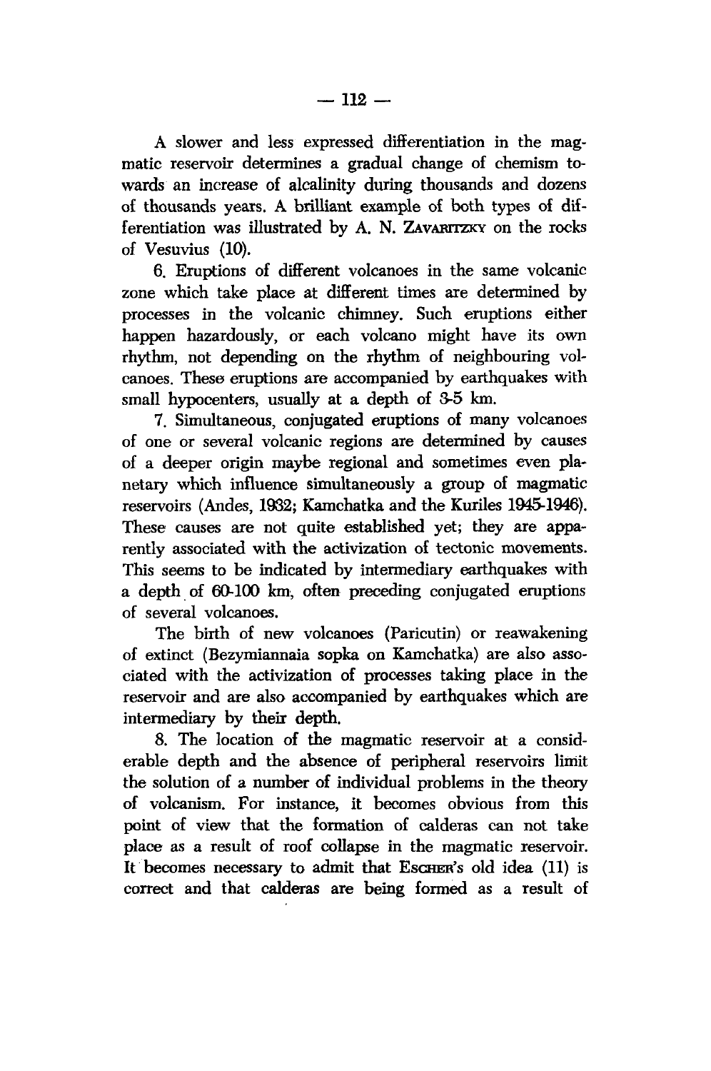A slower and less expressed differentiation in the magmatic reservoir determines a gradual change of chemism towards an increase of alcalinity during thousands and dozens of thousands years. A brilliant example of both types of differentiation was illustrated by A. N. ZAVARITZKY on the rocks of Vesuvius (10).

6. Eruptions of different volcanoes in the same volcanic zone which take place at different times are determined by processes in the volcanic chimney. Such eruptions either happen hazardously, or each volcano might have its own rhythm, not depending on the rhythm of neighbouring volcanoes. These eruptions are accompanied by earthquakes with small hypocenters, usually at a depth of 3-5 km.

7. Simultaneous, conjugated eruptions of many volcanoes of one or several volcanic regions are determined by causes of a deeper origin maybe regional and sometimes even planetary which influence simultaneously a group of magmatic reservoirs (Andes, 1932; Kamchatka and the Kuriles 1945-1946). These causes are not quite established yet; they are apparently associated with the activization of tectonic movements. This seems to be indicated by intermediary earthquakes with a depth of 60-100 km, often preceding conjugated eruptions of several volcanoes.

The birth of new volcanoes (Paricutin) or reawakening of extinct (Bezymiannaia sopka on Kamchatka) are also associated with the activization of processes taking place in the reservoir and are also accompanied by earthquakes which are intermediary by their depth.

8. The location of the magmatic reservoir at a considerable depth and the absence of peripheral reservoirs limit the solution of a number of individual problems in the theory of volcanism. For instance, it becomes obvious from this point of view that the formation of calderas can not take place as a result of roof collapse in the magmatic reservoir. It becomes necessary to admit that ESCHER's old idea (11) is correct and that calderas are being formed as a result of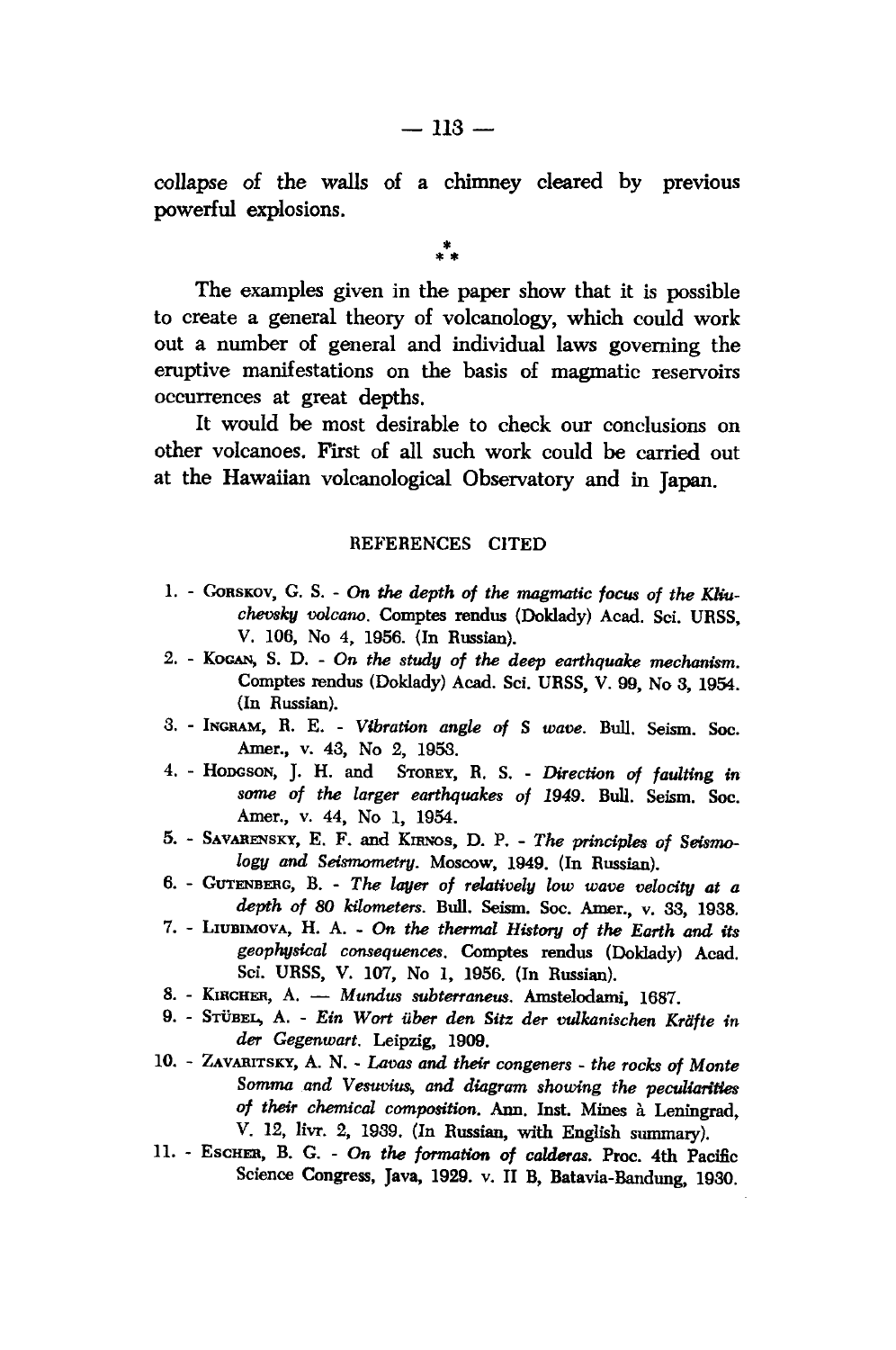collapse of the walls of a chimney cleared by previous powerful explosions.

\*
\* \*

The examples given in the paper show that it is possible to create a general theory of volcanology, which could work out a number of general and individual laws governing the eruptive manifestations on the basis of magmatic reservoirs occurrences at great depths.

It would be most desirable to check our conclusions on other volcanoes. First of all such work could be carried out at the Hawaiian volcanological Observatory and in Japan.

## REFERENCES CITED

1. - GORSKOV, G. S. - *On the depth of the magmatic focus of the Kliuchevsky volcano.* Comptes rendus (Doklady) Acad. Sci. URSS, V. 106, No 4, 1956. (In Russian).
2. - KOGAN, S. D. - *On the study of the deep earthquake mechanism.* Comptes rendus (Doklady) Acad. Sci. URSS, V. 99, No 3, 1954. (In Russian).
3. - INGRAM, R. E. - *Vibration angle of S wave.* Bull. Seism. Soc. Amer., v. 43, No 2, 1953.
4. - HODGSON, J. H. and STOREY, R. S. - *Direction of faulting in some of the larger earthquakes of 1949.* Bull. Seism. Soc. Amer., v. 44, No 1, 1954.
5. - SAVARENSKY, E. F. and KIRNOS, D. P. - *The principles of Seismology and Seismometry.* Moscow, 1949. (In Russian).
6. - GUTENBERG, B. - *The layer of relatively low wave velocity at a depth of 80 kilometers.* Bull. Seism. Soc. Amer., v. 33, 1938.
7. - LIUBIMOVA, H. A. - *On the thermal History of the Earth and its geophysical consequences.* Comptes rendus (Doklady) Acad. Sci. URSS, V. 107, No 1, 1956. (In Russian).
8. - KIRCHER, A. — *Mundus subterraneus.* Amstelodami, 1687.
9. - STÜBEL, A. - *Ein Wort über den Sitz der vulkanischen Kräfte in der Gegenwart.* Leipzig, 1909.
10. - ZAVARITSKY, A. N. - *Lavas and their congeners - the rocks of Monte Somma and Vesuvius, and diagram showing the peculiarities of their chemical composition.* Ann. Inst. Mines à Leningrad, V. 12, livr. 2, 1939. (In Russian, with English summary).
11. - ESCHER, B. G. - *On the formation of calderas.* Proc. 4th Pacific Science Congress, Java, 1929. v. II B, Batavia-Bandung, 1930.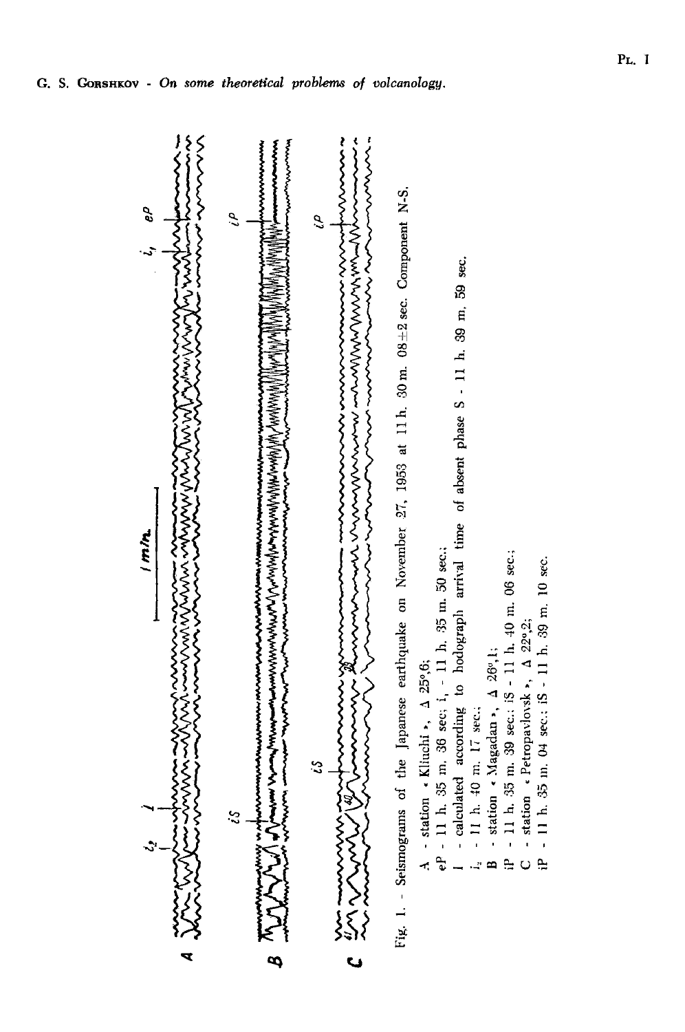Fig. 1. - Seismograms of the Japanese earthquake on November 27, 1953 at 11 h. 30 m. 08±2 sec. Component N-S.

A - station « Kliuchi », Δ 25°,6;

eP - 11 h. 35 m. 36 sec; $i_1$ - 11 h. 35 m. 50 sec.;

I - calculated according to hodograph arrival time of absent phase S - 11 h. 39 m. 59 sec.

$i_2$ - 11 h. 40 m. 17 sec.;

B - station « Magadan », Δ 26°,1;

iP - 11 h. 35 m. 39 sec.; iS - 11 h. 40 m. 06 sec.;

C - station « Petropavlovsk », Δ 22°,2;

iP - 11 h. 35 m. 04 sec.; iS - 11 h. 39 m. 10 sec.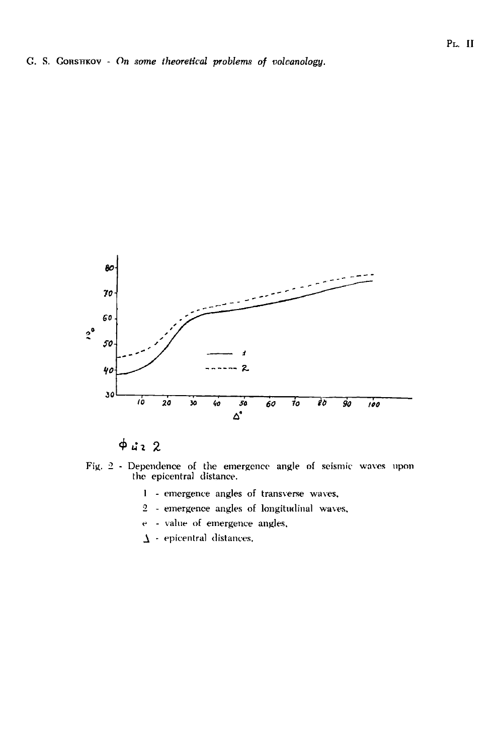80

70

60

$e^{\circ}$

50

40

30

10 20 30 40 50 60 70 80 90 100

$\Delta^{\circ}$

1

2

Фиг 2

Fig. 2 - Dependence of the emergence angle of seismic waves upon the epicentral distance.

1 - emergence angles of transverse waves,

2 - emergence angles of longitudinal waves,

e - value of emergence angles,

$\Delta$ - epicentral distances.